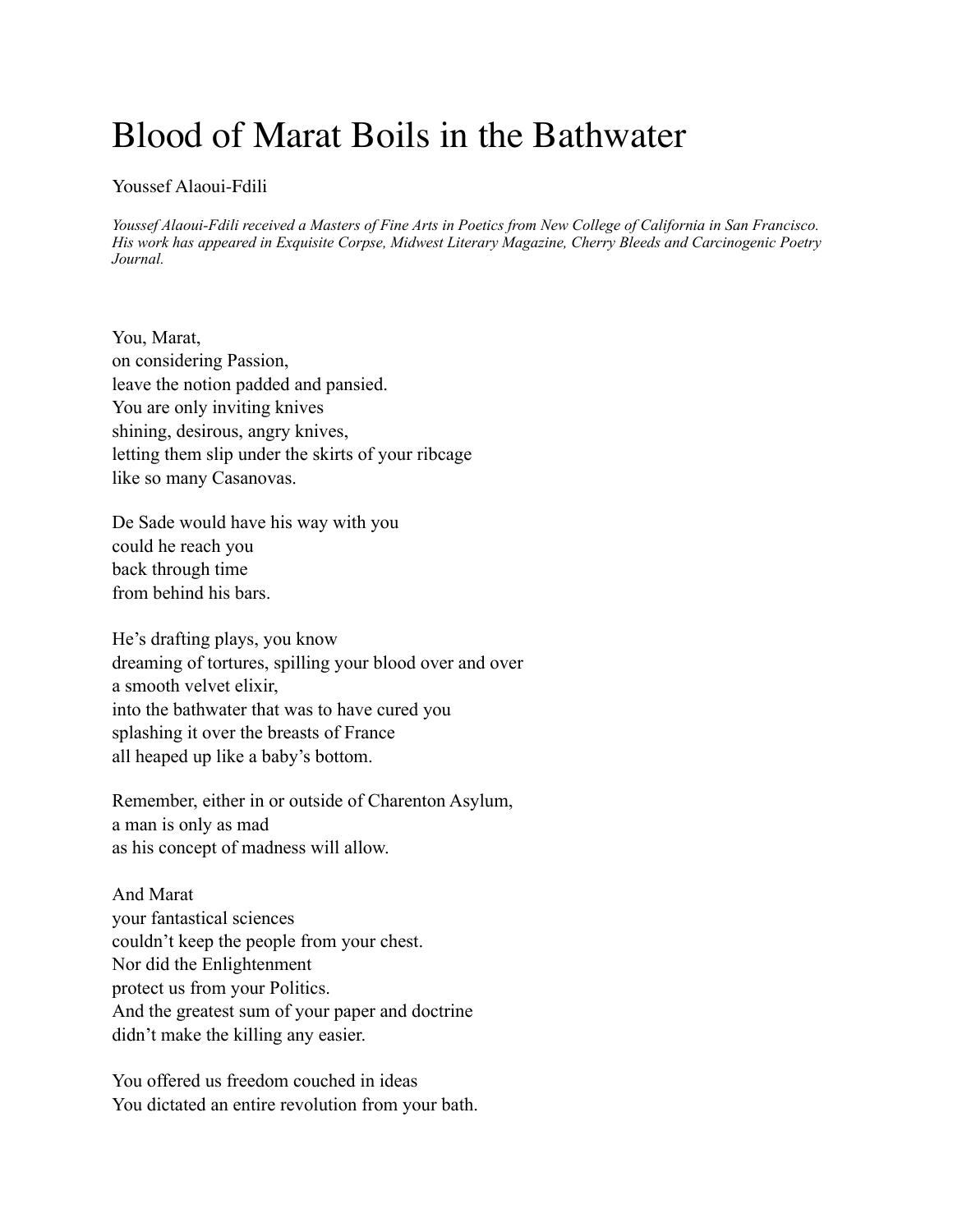# Blood of Marat Boils in the Bathwater

Youssef Alaoui-Fdili

*Youssef Alaoui-Fdili received a Masters of Fine Arts in Poetics from New College of California in San Francisco. His work has appeared in Exquisite Corpse, Midwest Literary Magazine, Cherry Bleeds and Carcinogenic Poetry Journal.*

You, Marat,  
on considering Passion,  
leave the notion padded and pansied.  
You are only inviting knives  
shining, desirous, angry knives,  
letting them slip under the skirts of your ribcage  
like so many Casanovas.

De Sade would have his way with you  
could he reach you  
back through time  
from behind his bars.

He's drafting plays, you know  
dreaming of tortures, spilling your blood over and over  
a smooth velvet elixir,  
into the bathwater that was to have cured you  
splashing it over the breasts of France  
all heaped up like a baby's bottom.

Remember, either in or outside of Charenton Asylum,  
a man is only as mad  
as his concept of madness will allow.

And Marat  
your fantastical sciences  
couldn't keep the people from your chest.  
Nor did the Enlightenment  
protect us from your Politics.  
And the greatest sum of your paper and doctrine  
didn't make the killing any easier.

You offered us freedom couched in ideas  
You dictated an entire revolution from your bath.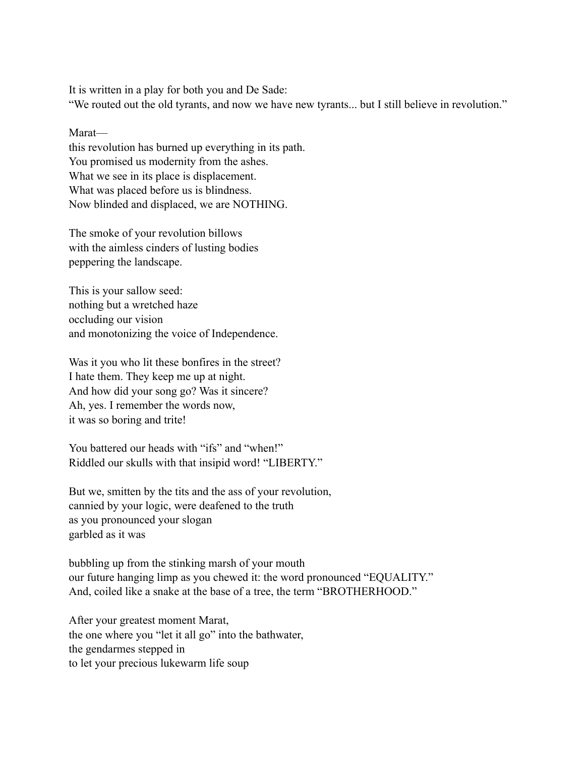It is written in a play for both you and De Sade:
"We routed out the old tyrants, and now we have new tyrants... but I still believe in revolution."

Marat—
this revolution has burned up everything in its path.
You promised us modernity from the ashes.
What we see in its place is displacement.
What was placed before us is blindness.
Now blinded and displaced, we are NOTHING.

The smoke of your revolution billows
with the aimless cinders of lusting bodies
peppering the landscape.

This is your sallow seed:
nothing but a wretched haze
occluding our vision
and monotonizing the voice of Independence.

Was it you who lit these bonfires in the street?
I hate them. They keep me up at night.
And how did your song go? Was it sincere?
Ah, yes. I remember the words now,
it was so boring and trite!

You battered our heads with "ifs" and "when!"
Riddled our skulls with that insipid word! "LIBERTY."

But we, smitten by the tits and the ass of your revolution,
cannied by your logic, were deafened to the truth
as you pronounced your slogan
garbled as it was

bubbling up from the stinking marsh of your mouth
our future hanging limp as you chewed it: the word pronounced "EQUALITY."
And, coiled like a snake at the base of a tree, the term "BROTHERHOOD."

After your greatest moment Marat,
the one where you "let it all go" into the bathwater,
the gendarmes stepped in
to let your precious lukewarm life soup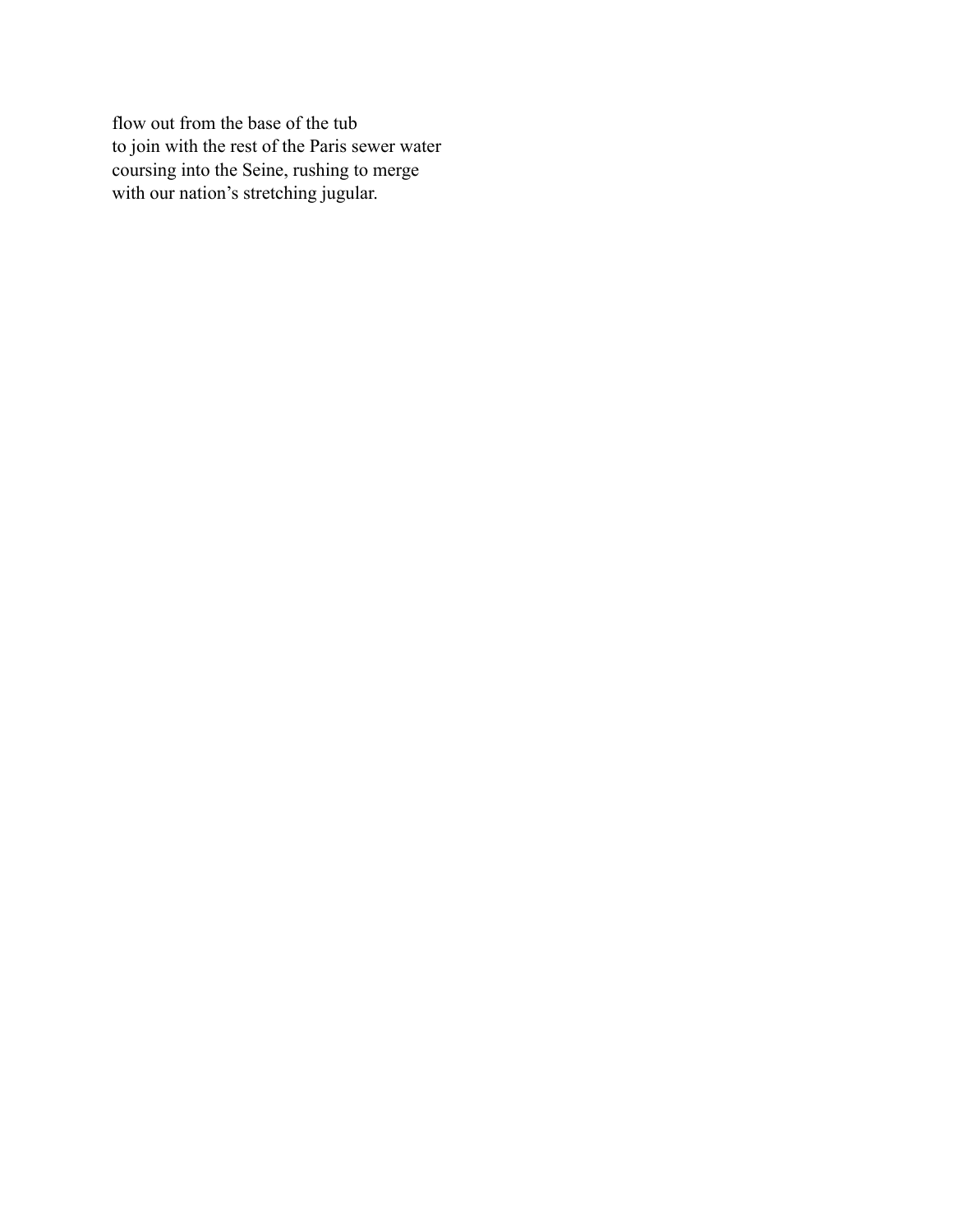flow out from the base of the tub  
to join with the rest of the Paris sewer water  
coursing into the Seine, rushing to merge  
with our nation’s stretching jugular.